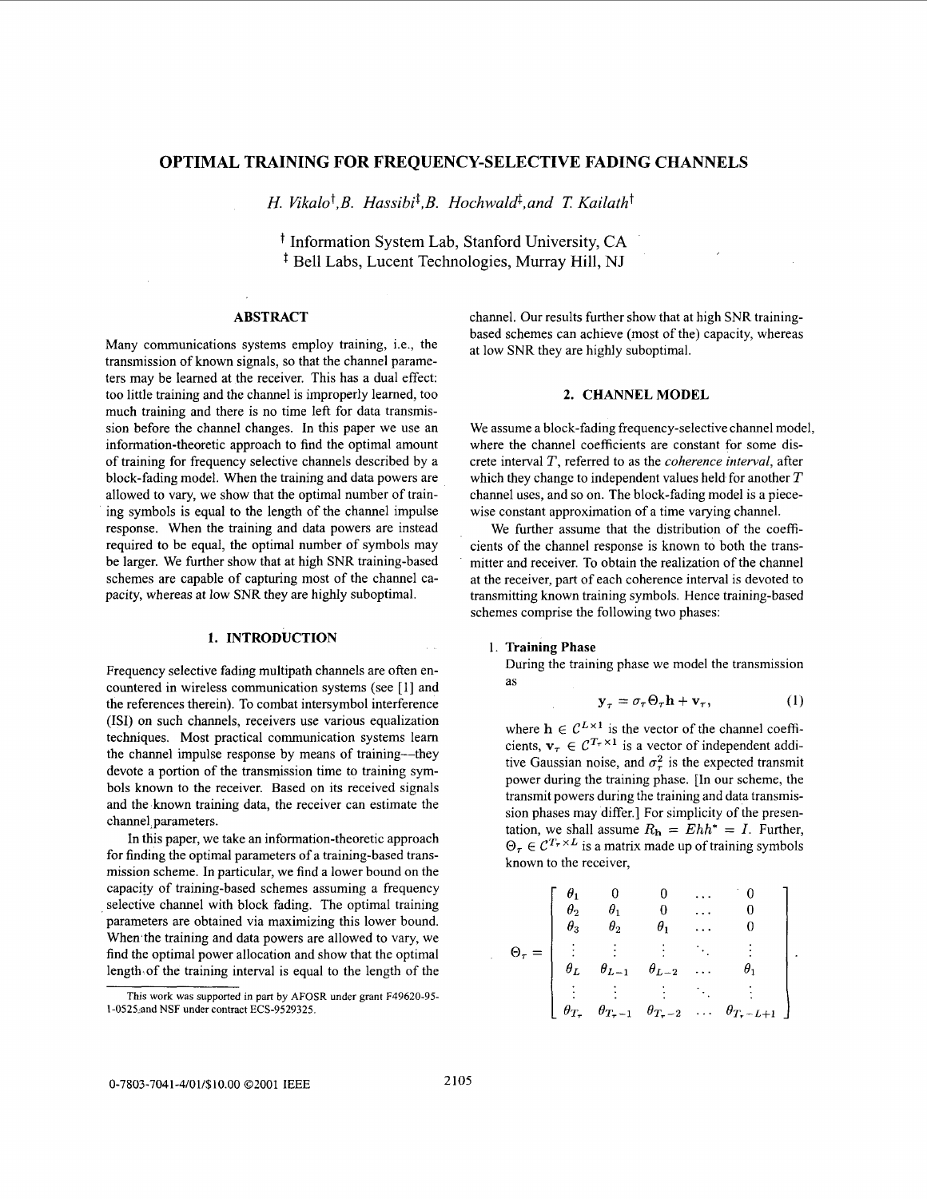# OPTIMAL TRAINING FOR FREQUENCY-SELECTIVE FADING CHANNELS

*H. Vikalo*[†], *B. Hassibi*[‡], *B. Hochwald*[‡], *and T. Kailath*[†]

[†] Information System Lab, Stanford University, CA
[‡] Bell Labs, Lucent Technologies, Murray Hill, NJ

## ABSTRACT

Many communications systems employ training, i.e., the transmission of known signals, so that the channel parameters may be learned at the receiver. This has a dual effect: too little training and the channel is improperly learned, too much training and there is no time left for data transmission before the channel changes. In this paper we use an information-theoretic approach to find the optimal amount of training for frequency selective channels described by a block-fading model. When the training and data powers are allowed to vary, we show that the optimal number of training symbols is equal to the length of the channel impulse response. When the training and data powers are instead required to be equal, the optimal number of symbols may be larger. We further show that at high SNR training-based schemes are capable of capturing most of the channel capacity, whereas at low SNR they are highly suboptimal.

## 1. INTRODUCTION

Frequency selective fading multipath channels are often encountered in wireless communication systems (see [1] and the references therein). To combat intersymbol interference (ISI) on such channels, receivers use various equalization techniques. Most practical communication systems learn the channel impulse response by means of training—they devote a portion of the transmission time to training symbols known to the receiver. Based on its received signals and the known training data, the receiver can estimate the channel parameters.

In this paper, we take an information-theoretic approach for finding the optimal parameters of a training-based transmission scheme. In particular, we find a lower bound on the capacity of training-based schemes assuming a frequency selective channel with block fading. The optimal training parameters are obtained via maximizing this lower bound. When the training and data powers are allowed to vary, we find the optimal power allocation and show that the optimal length of the training interval is equal to the length of the channel. Our results further show that at high SNR training-based schemes can achieve (most of the) capacity, whereas at low SNR they are highly suboptimal.

This work was supported in part by AFOSR under grant F49620-95-1-0525 and NSF under contract ECS-9529325.

## 2. CHANNEL MODEL

We assume a block-fading frequency-selective channel model, where the channel coefficients are constant for some discrete interval $T$, referred to as the *coherence interval*, after which they change to independent values held for another $T$ channel uses, and so on. The block-fading model is a piecewise constant approximation of a time varying channel.

We further assume that the distribution of the coefficients of the channel response is known to both the transmitter and receiver. To obtain the realization of the channel at the receiver, part of each coherence interval is devoted to transmitting known training symbols. Hence training-based schemes comprise the following two phases:

1. **Training Phase**
   During the training phase we model the transmission as

$$\mathbf{y}_\tau = \sigma_\tau \Theta_\tau \mathbf{h} + \mathbf{v}_\tau, \tag{1}$$

   where $\mathbf{h} \in \mathcal{C}^{L\times 1}$ is the vector of the channel coefficients, $\mathbf{v}_\tau \in \mathcal{C}^{T_\tau \times 1}$ is a vector of independent additive Gaussian noise, and $\sigma_\tau^2$ is the expected transmit power during the training phase. [In our scheme, the transmit powers during the training and data transmission phases may differ.] For simplicity of the presentation, we shall assume $R_\mathbf{h} = Ehh^* = I$. Further, $\Theta_\tau \in \mathcal{C}^{T_\tau \times L}$ is a matrix made up of training symbols known to the receiver,

$$\Theta_\tau = \begin{bmatrix} \theta_1 & 0 & 0 & \dots & 0 \\ \theta_2 & \theta_1 & 0 & \dots & 0 \\ \theta_3 & \theta_2 & \theta_1 & \dots & 0 \\ \vdots & \vdots & \vdots & \ddots & \vdots \\ \theta_L & \theta_{L-1} & \theta_{L-2} & \dots & \theta_1 \\ \vdots & \vdots & \vdots & \ddots & \vdots \\ \theta_{T_\tau} & \theta_{T_\tau-1} & \theta_{T_\tau-2} & \dots & \theta_{T_\tau-L+1} \end{bmatrix}.$$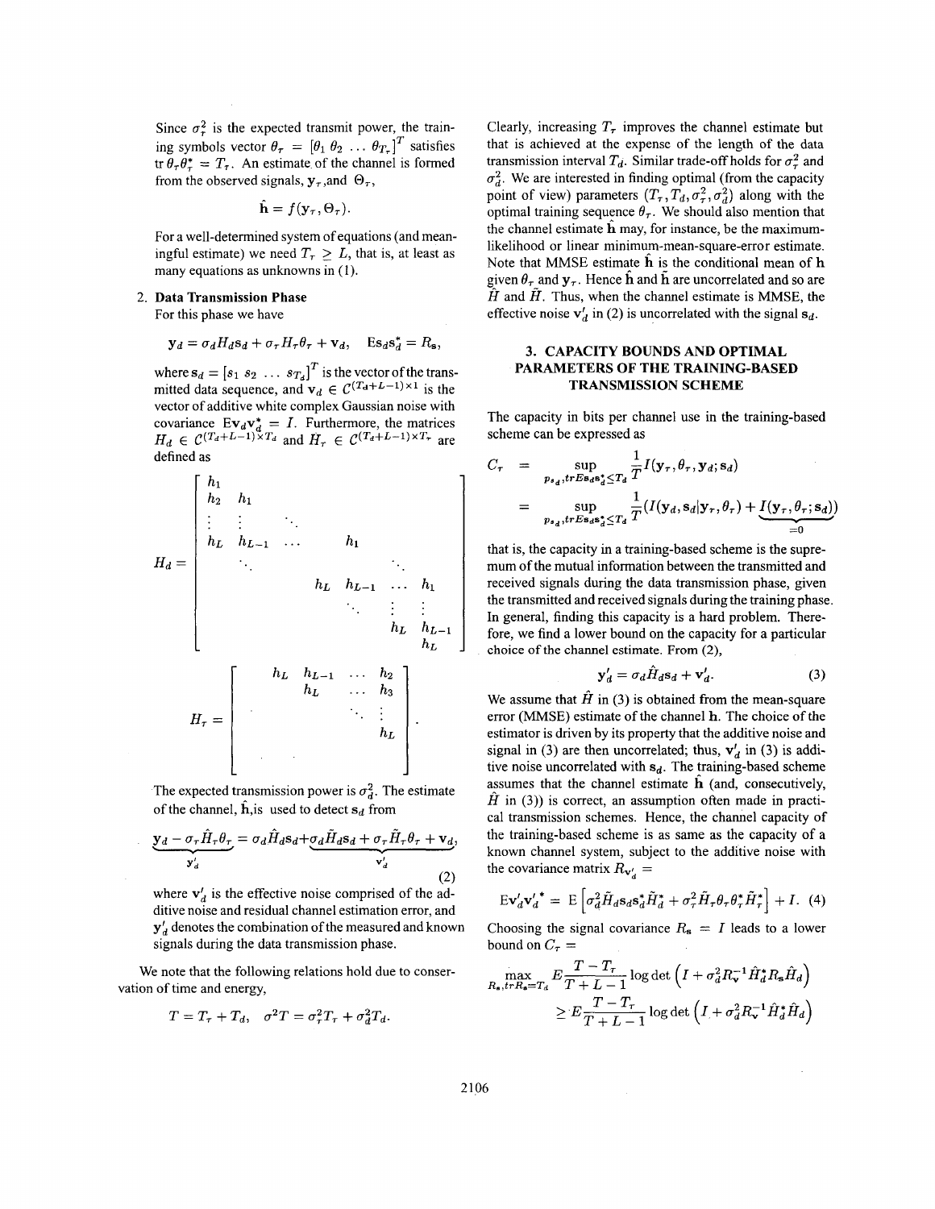Since $\sigma_\tau^2$ is the expected transmit power, the training symbols vector $\theta_\tau = [\theta_1\ \theta_2\ \dots\ \theta_{T_\tau}]^T$ satisfies $\operatorname{tr} \theta_\tau \theta_\tau^* = T_\tau$. An estimate of the channel is formed from the observed signals, $\mathbf{y}_\tau$, and $\Theta_\tau$,

$$\hat{\mathbf{h}} = f(\mathbf{y}_\tau, \Theta_\tau).$$

For a well-determined system of equations (and meaningful estimate) we need $T_\tau \geq L$, that is, at least as many equations as unknowns in (1).

2. **Data Transmission Phase**
   For this phase we have

$$\mathbf{y}_d = \sigma_d H_d \mathbf{s}_d + \sigma_\tau H_\tau \theta_\tau + \mathbf{v}_d, \quad \mathrm{E}\mathbf{s}_d\mathbf{s}_d^* = R_\mathbf{s},$$

where $\mathbf{s}_d = [s_1\ s_2\ \dots\ s_{T_d}]^T$ is the vector of the transmitted data sequence, and $\mathbf{v}_d \in \mathcal{C}^{(T_d+L-1)\times 1}$ is the vector of additive white complex Gaussian noise with covariance $\mathrm{E}\mathbf{v}_d\mathbf{v}_d^* = I$. Furthermore, the matrices $H_d \in \mathcal{C}^{(T_d+L-1)\times T_d}$ and $H_\tau \in \mathcal{C}^{(T_d+L-1)\times T_\tau}$ are defined as

$$H_d = \begin{bmatrix} h_1 & & & & \\ h_2 & h_1 & & & \\ \vdots & \vdots & \ddots & & \\ h_L & h_{L-1} & \dots & h_1 & \\ & \ddots & & & \ddots \\ & & h_L & h_{L-1} & \dots & h_1 \\ & & & \ddots & \vdots & \vdots \\ & & & & h_L & h_{L-1} \\ & & & & & h_L \end{bmatrix}$$

$$H_\tau = \begin{bmatrix} h_L & h_{L-1} & \dots & h_2 \\ & h_L & \dots & h_3 \\ & & \ddots & \vdots \\ & & & h_L \\ & & & \\ \end{bmatrix}.$$

The expected transmission power is $\sigma_d^2$. The estimate of the channel, $\hat{\mathbf{h}}$, is used to detect $\mathbf{s}_d$ from

$$\underbrace{\mathbf{y}_d - \sigma_\tau \hat{H}_\tau \theta_\tau}_{\mathbf{y}'_d} = \sigma_d \hat{H}_d \mathbf{s}_d + \underbrace{\sigma_d \tilde{H}_d \mathbf{s}_d + \sigma_\tau \tilde{H}_\tau \theta_\tau + \mathbf{v}_d}_{\mathbf{v}'_d} \tag{2}$$

where $\mathbf{v}'_d$ is the effective noise comprised of the additive noise and residual channel estimation error, and $\mathbf{y}'_d$ denotes the combination of the measured and known signals during the data transmission phase.

We note that the following relations hold due to conservation of time and energy,

$$T = T_\tau + T_d, \quad \sigma^2 T = \sigma_\tau^2 T_\tau + \sigma_d^2 T_d.$$

Clearly, increasing $T_\tau$ improves the channel estimate but that is achieved at the expense of the length of the data transmission interval $T_d$. Similar trade-off holds for $\sigma_\tau^2$ and $\sigma_d^2$. We are interested in finding optimal (from the capacity point of view) parameters $(T_\tau, T_d, \sigma_\tau^2, \sigma_d^2)$ along with the optimal training sequence $\theta_\tau$. We should also mention that the channel estimate $\hat{\mathbf{h}}$ may, for instance, be the maximum-likelihood or linear minimum-mean-square-error estimate. Note that MMSE estimate $\hat{\mathbf{h}}$ is the conditional mean of $\mathbf{h}$ given $\theta_\tau$ and $\mathbf{y}_\tau$. Hence $\hat{\mathbf{h}}$ and $\tilde{\mathbf{h}}$ are uncorrelated and so are $\hat{H}$ and $\tilde{H}$. Thus, when the channel estimate is MMSE, the effective noise $\mathbf{v}'_d$ in (2) is uncorrelated with the signal $\mathbf{s}_d$.

## 3. CAPACITY BOUNDS AND OPTIMAL PARAMETERS OF THE TRAINING-BASED TRANSMISSION SCHEME

The capacity in bits per channel use in the training-based scheme can be expressed as

$$\begin{aligned} C_\tau &= \sup_{p_{\mathbf{s}_d}, tr E\mathbf{s}_d\mathbf{s}_d^* \leq T_d} \frac{1}{T} I(\mathbf{y}_\tau, \theta_\tau, \mathbf{y}_d; \mathbf{s}_d) \\ &= \sup_{p_{\mathbf{s}_d}, tr E\mathbf{s}_d\mathbf{s}_d^* \leq T_d} \frac{1}{T} (I(\mathbf{y}_d, \mathbf{s}_d | \mathbf{y}_\tau, \theta_\tau) + \underbrace{I(\mathbf{y}_\tau, \theta_\tau; \mathbf{s}_d)}_{=0}) \end{aligned}$$

that is, the capacity in a training-based scheme is the supremum of the mutual information between the transmitted and received signals during the data transmission phase, given the transmitted and received signals during the training phase. In general, finding this capacity is a hard problem. Therefore, we find a lower bound on the capacity for a particular choice of the channel estimate. From (2),

$$\mathbf{y}'_d = \sigma_d \hat{H}_d \mathbf{s}_d + \mathbf{v}'_d. \tag{3}$$

We assume that $\hat{H}$ in (3) is obtained from the mean-square error (MMSE) estimate of the channel $\mathbf{h}$. The choice of the estimator is driven by its property that the additive noise and signal in (3) are then uncorrelated; thus, $\mathbf{v}'_d$ in (3) is additive noise uncorrelated with $\mathbf{s}_d$. The training-based scheme assumes that the channel estimate $\hat{\mathbf{h}}$ (and, consecutively, $\hat{H}$ in (3)) is correct, an assumption often made in practical transmission schemes. Hence, the channel capacity of the training-based scheme is as same as the capacity of a known channel system, subject to the additive noise with the covariance matrix $R_{\mathbf{v}'_d} =$

$$\mathrm{E}\mathbf{v}'_d\mathbf{v}'^*_d = \mathrm{E}\left[\sigma_d^2 \tilde{H}_d \mathbf{s}_d \mathbf{s}_d^* \tilde{H}_d^* + \sigma_\tau^2 \tilde{H}_\tau \theta_\tau \theta_\tau^* \tilde{H}_\tau^*\right] + I. \tag{4}$$

Choosing the signal covariance $R_\mathbf{s} = I$ leads to a lower bound on $C_\tau =$

$$\begin{aligned} &\max_{R_\mathbf{s}, trR_\mathbf{s} = T_d} E \frac{T - T_\tau}{T + L - 1} \log\det\left(I + \sigma_d^2 R_\mathbf{v}^{-1} \hat{H}_d^* R_\mathbf{s} \hat{H}_d\right) \\ &\geq E \frac{T - T_\tau}{T + L - 1} \log\det\left(I + \sigma_d^2 R_\mathbf{v}^{-1} \hat{H}_d^* \hat{H}_d\right) \end{aligned}$$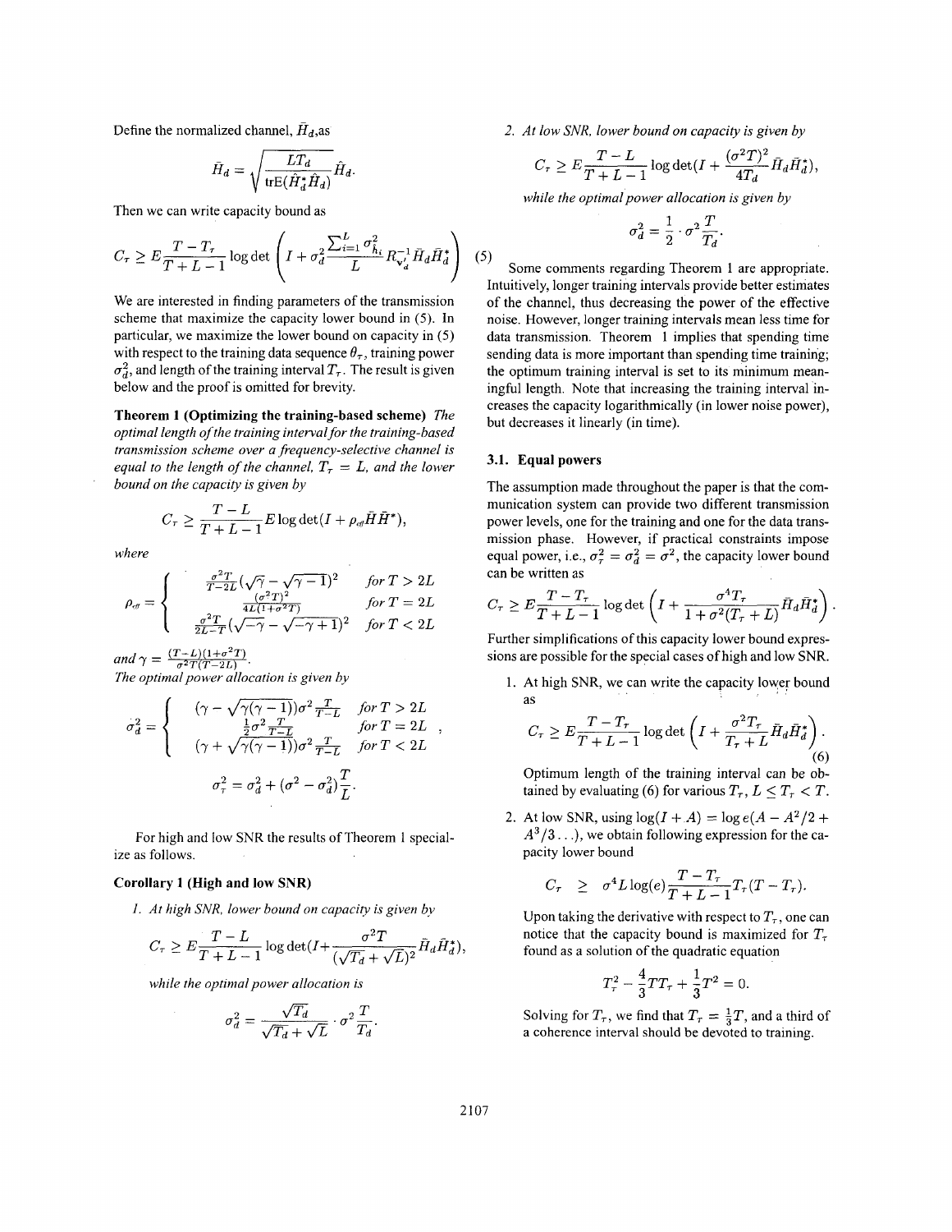Define the normalized channel, $\bar{H}_d$,as

$$\bar{H}_d = \sqrt{\frac{LT_d}{\text{tr}\mathbf{E}(\hat{H}_d^*\hat{H}_d)}}\hat{H}_d.$$

Then we can write capacity bound as

$$C_\tau \geq E\frac{T-T_\tau}{T+L-1}\log\det\left(I+\sigma_d^2\frac{\sum_{i=1}^{L}\sigma_{\hat{h}_i}^2}{L}R_{\mathbf{v}_d'}^{-1}\bar{H}_d\bar{H}_d^*\right) \quad (5)$$

We are interested in finding parameters of the transmission scheme that maximize the capacity lower bound in (5). In particular, we maximize the lower bound on capacity in (5) with respect to the training data sequence $\theta_\tau$, training power $\sigma_d^2$, and length of the training interval $T_\tau$. The result is given below and the proof is omitted for brevity.

**Theorem 1 (Optimizing the training-based scheme)** *The optimal length of the training interval for the training-based transmission scheme over a frequency-selective channel is equal to the length of the channel, $T_\tau = L$, and the lower bound on the capacity is given by*

$$C_\tau \geq \frac{T-L}{T+L-1}E\log\det(I+\rho_{eff}\bar{H}\bar{H}^*),$$

*where*

$$\rho_{eff} = \begin{cases} \frac{\sigma^2 T}{T-2L}(\sqrt{\gamma}-\sqrt{\gamma-1})^2 & \text{for } T > 2L \\ \frac{(\sigma^2 T)^2}{4L(1+\sigma^2 T)} & \text{for } T = 2L \\ \frac{\sigma^2 T}{2L-T}(\sqrt{-\gamma}-\sqrt{-\gamma+1})^2 & \text{for } T < 2L \end{cases}$$

*and* $\gamma = \frac{(T-L)(1+\sigma^2 T)}{\sigma^2 T(T-2L)}$.
*The optimal power allocation is given by*

$$\sigma_d^2 = \begin{cases} (\gamma - \sqrt{\gamma(\gamma-1)})\sigma^2\frac{T}{T-L} & \text{for } T > 2L \\ \frac{1}{2}\sigma^2\frac{T}{T-L} & \text{for } T = 2L \\ (\gamma + \sqrt{\gamma(\gamma-1)})\sigma^2\frac{T}{T-L} & \text{for } T < 2L \end{cases},$$

$$\sigma_\tau^2 = \sigma_d^2 + (\sigma^2 - \sigma_d^2)\frac{T}{L}.$$

For high and low SNR the results of Theorem 1 specialize as follows.

**Corollary 1 (High and low SNR)**

1. *At high SNR, lower bound on capacity is given by*

$$C_\tau \geq E\frac{T-L}{T+L-1}\log\det(I+\frac{\sigma^2 T}{(\sqrt{T_d}+\sqrt{L})^2}\bar{H}_d\bar{H}_d^*),$$

*while the optimal power allocation is*

$$\sigma_d^2 = \frac{\sqrt{T_d}}{\sqrt{T_d}+\sqrt{L}}\cdot\sigma^2\frac{T}{T_d}.$$

2. *At low SNR, lower bound on capacity is given by*

$$C_\tau \geq E\frac{T-L}{T+L-1}\log\det(I+\frac{(\sigma^2 T)^2}{4T_d}\bar{H}_d\bar{H}_d^*),$$

*while the optimal power allocation is given by*

$$\sigma_d^2 = \frac{1}{2}\cdot\sigma^2\frac{T}{T_d}.$$

Some comments regarding Theorem 1 are appropriate. Intuitively, longer training intervals provide better estimates of the channel, thus decreasing the power of the effective noise. However, longer training intervals mean less time for data transmission. Theorem 1 implies that spending time sending data is more important than spending time training; the optimum training interval is set to its minimum meaningful length. Note that increasing the training interval increases the capacity logarithmically (in lower noise power), but decreases it linearly (in time).

### 3.1. Equal powers

The assumption made throughout the paper is that the communication system can provide two different transmission power levels, one for the training and one for the data transmission phase. However, if practical constraints impose equal power, i.e., $\sigma_\tau^2 = \sigma_d^2 = \sigma^2$, the capacity lower bound can be written as

$$C_\tau \geq E\frac{T-T_\tau}{T+L-1}\log\det\left(I+\frac{\sigma^4 T_\tau}{1+\sigma^2(T_\tau+L)}\bar{H}_d\bar{H}_d^*\right).$$

Further simplifications of this capacity lower bound expressions are possible for the special cases of high and low SNR.

1. At high SNR, we can write the capacity lower bound as

$$C_\tau \geq E\frac{T-T_\tau}{T+L-1}\log\det\left(I+\frac{\sigma^2 T_\tau}{T_\tau+L}\bar{H}_d\bar{H}_d^*\right). \quad (6)$$

Optimum length of the training interval can be obtained by evaluating (6) for various $T_\tau$, $L \leq T_\tau < T$.

2. At low SNR, using $\log(I+A) = \log e(A - A^2/2 + A^3/3\ldots)$, we obtain following expression for the capacity lower bound

$$C_\tau \geq \sigma^4 L\log(e)\frac{T-T_\tau}{T+L-1}T_\tau(T-T_\tau).$$

Upon taking the derivative with respect to $T_\tau$, one can notice that the capacity bound is maximized for $T_\tau$ found as a solution of the quadratic equation

$$T_\tau^2 - \frac{4}{3}TT_\tau + \frac{1}{3}T^2 = 0.$$

Solving for $T_\tau$, we find that $T_\tau = \frac{1}{3}T$, and a third of a coherence interval should be devoted to training.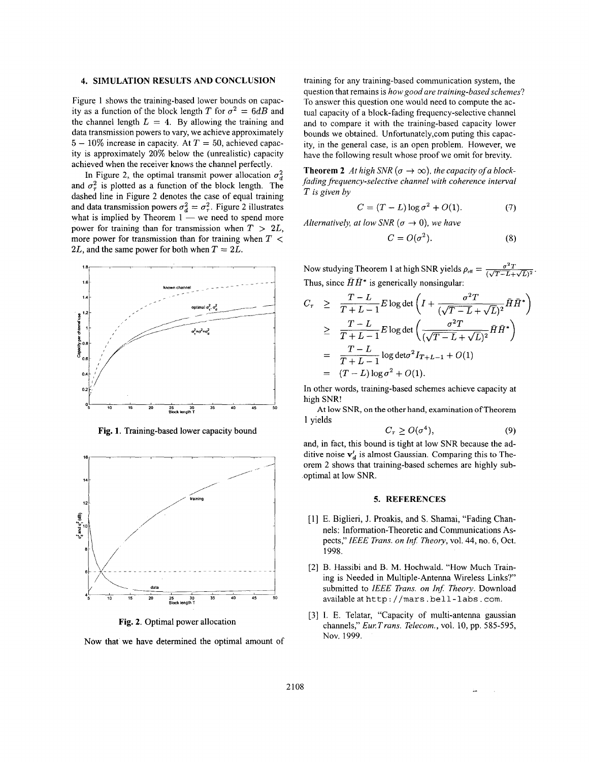## 4. SIMULATION RESULTS AND CONCLUSION

Figure 1 shows the training-based lower bounds on capacity as a function of the block length $T$ for $\sigma^2 = 6dB$ and the channel length $L = 4$. By allowing the training and data transmission powers to vary, we achieve approximately $5 - 10\%$ increase in capacity. At $T = 50$, achieved capacity is approximately 20% below the (unrealistic) capacity achieved when the receiver knows the channel perfectly.

In Figure 2, the optimal transmit power allocation $\sigma_d^2$ and $\sigma_\tau^2$ is plotted as a function of the block length. The dashed line in Figure 2 denotes the case of equal training and data transmission powers $\sigma_d^2 = \sigma_\tau^2$. Figure 2 illustrates what is implied by Theorem 1 — we need to spend more power for training than for transmission when $T > 2L$, more power for transmission than for training when $T < 2L$, and the same power for both when $T = 2L$.

known channel

optimal $\sigma_\tau^2, \sigma_d^2$

$\sigma_\tau^2=\sigma^2=\sigma_d^2$

Capacity per channel use

Block length T

0, 0.2, 0.4, 0.6, 0.8, 1, 1.2, 1.4, 1.6, 1.8

5, 10, 15, 20, 25, 30, 35, 40, 45, 50

**Fig. 1.** Training-based lower capacity bound

training

data

$\sigma_d^2$ and $\sigma_\tau^2$ (dB)

Block length T

4, 6, 8, 10, 12, 14, 16

5, 10, 15, 20, 25, 30, 35, 40, 45, 50

**Fig. 2.** Optimal power allocation

Now that we have determined the optimal amount of training for any training-based communication system, the question that remains is *how good are training-based schemes?* To answer this question one would need to compute the actual capacity of a block-fading frequency-selective channel and to compare it with the training-based capacity lower bounds we obtained. Unfortunately,com puting this capacity, in the general case, is an open problem. However, we have the following result whose proof we omit for brevity.

**Theorem 2** *At high SNR ($\sigma \to \infty$), the capacity of a block-fading frequency-selective channel with coherence interval $T$ is given by*

$$C = (T - L)\log\sigma^2 + O(1). \tag{7}$$

*Alternatively, at low SNR ($\sigma \to 0$), we have*

$$C = O(\sigma^2). \tag{8}$$

Now studying Theorem 1 at high SNR yields $\rho_{\text{eff}} = \frac{\sigma^2 T}{(\sqrt{T-L}+\sqrt{L})^2}$. Thus, since $\bar{H}\bar{H}^*$ is generically nonsingular:

$$\begin{aligned}
C_\tau &\geq \frac{T-L}{T+L-1} E\log\det\left(I + \frac{\sigma^2 T}{(\sqrt{T-L}+\sqrt{L})^2}\bar{H}\bar{H}^*\right) \\
&\geq \frac{T-L}{T+L-1} E\log\det\left(\frac{\sigma^2 T}{(\sqrt{T-L}+\sqrt{L})^2}\bar{H}\bar{H}^*\right) \\
&= \frac{T-L}{T+L-1}\log\det\sigma^2 I_{T+L-1} + O(1) \\
&= (T-L)\log\sigma^2 + O(1).
\end{aligned}$$

In other words, training-based schemes achieve capacity at high SNR!

At low SNR, on the other hand, examination of Theorem 1 yields

$$C_\tau \geq O(\sigma^4), \tag{9}$$

and, in fact, this bound is tight at low SNR because the additive noise $\mathbf{v}_d'$ is almost Gaussian. Comparing this to Theorem 2 shows that training-based schemes are highly sub-optimal at low SNR.

## 5. REFERENCES

[1] E. Biglieri, J. Proakis, and S. Shamai, "Fading Channels: Information-Theoretic and Communications Aspects," *IEEE Trans. on Inf. Theory*, vol. 44, no. 6, Oct. 1998.

[2] B. Hassibi and B. M. Hochwald. "How Much Training is Needed in Multiple-Antenna Wireless Links?" submitted to *IEEE Trans. on Inf. Theory*. Download available at `http://mars.bell-labs.com`.

[3] I. E. Telatar, "Capacity of multi-antenna gaussian channels," *Eur.Trans. Telecom.*, vol. 10, pp. 585-595, Nov. 1999.